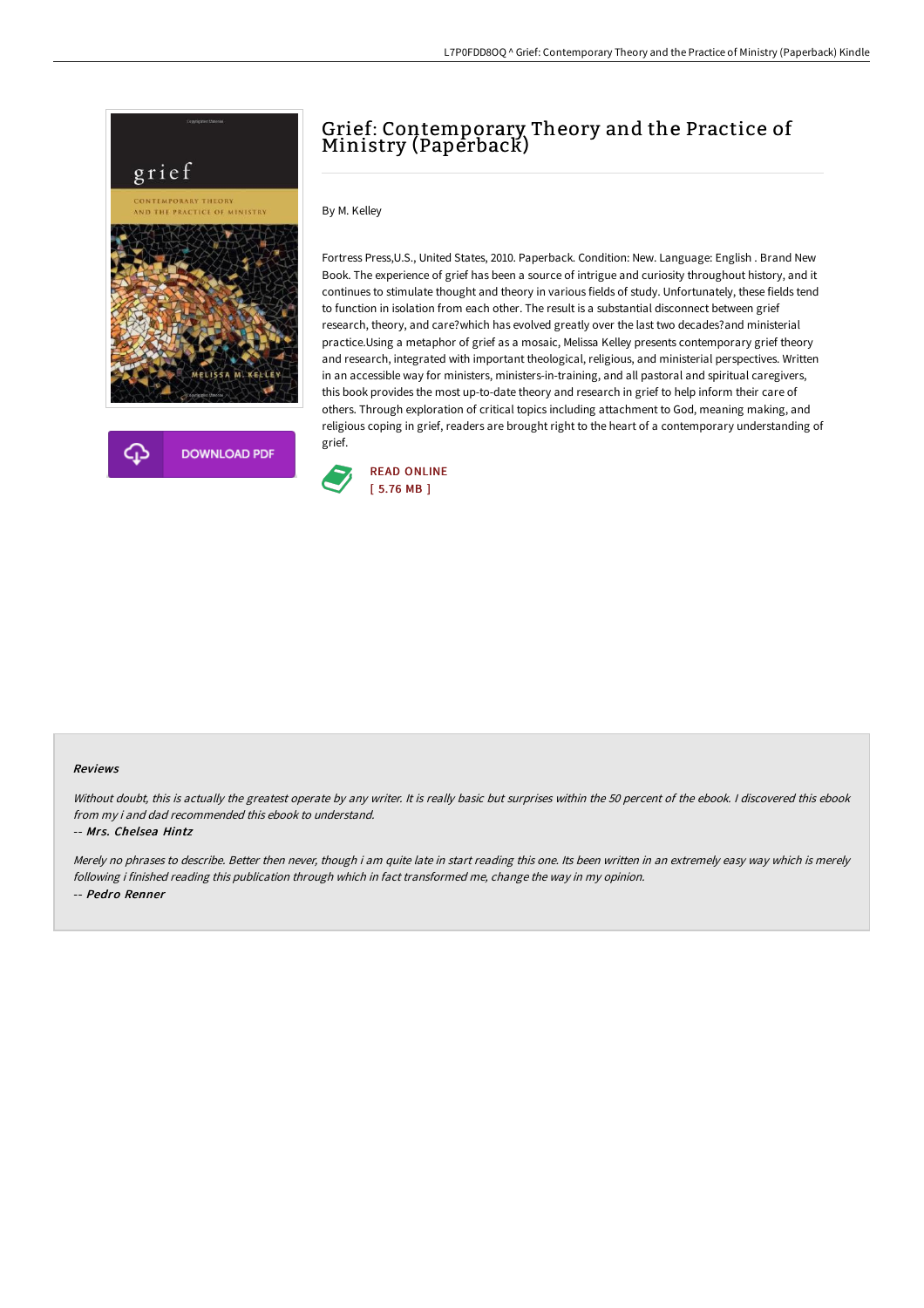# Grief: Contemporary Theory and the Practice of Ministry (Paperback)

By M. Kelley

Fortress Press,U.S., United States, 2010. Paperback. Condition: New. Language: English . Brand New Book. The experience of grief has been a source of intrigue and curiosity throughout history, and it continues to stimulate thought and theory in various fields of study. Unfortunately, these fields tend to function in isolation from each other. The result is a substantial disconnect between grief research, theory, and care?which has evolved greatly over the last two decades?and ministerial practice.Using a metaphor of grief as a mosaic, Melissa Kelley presents contemporary grief theory and research, integrated with important theological, religious, and ministerial perspectives. Written in an accessible way for ministers, ministers-in-training, and all pastoral and spiritual caregivers, this book provides the most up-to-date theory and research in grief to help inform their care of others. Through exploration of critical topics including attachment to God, meaning making, and religious coping in grief, readers are brought right to the heart of a contemporary understanding of grief.

DOWNLOAD PDF

READ ONLINE
[ 5.76 MB ]

### Reviews

*Without doubt, this is actually the greatest operate by any writer. It is really basic but surprises within the 50 percent of the ebook. I discovered this ebook from my i and dad recommended this ebook to understand.*

-- *Mrs. Chelsea Hintz*

*Merely no phrases to describe. Better then never, though i am quite late in start reading this one. Its been written in an extremely easy way which is merely following i finished reading this publication through which in fact transformed me, change the way in my opinion.*

-- *Pedro Renner*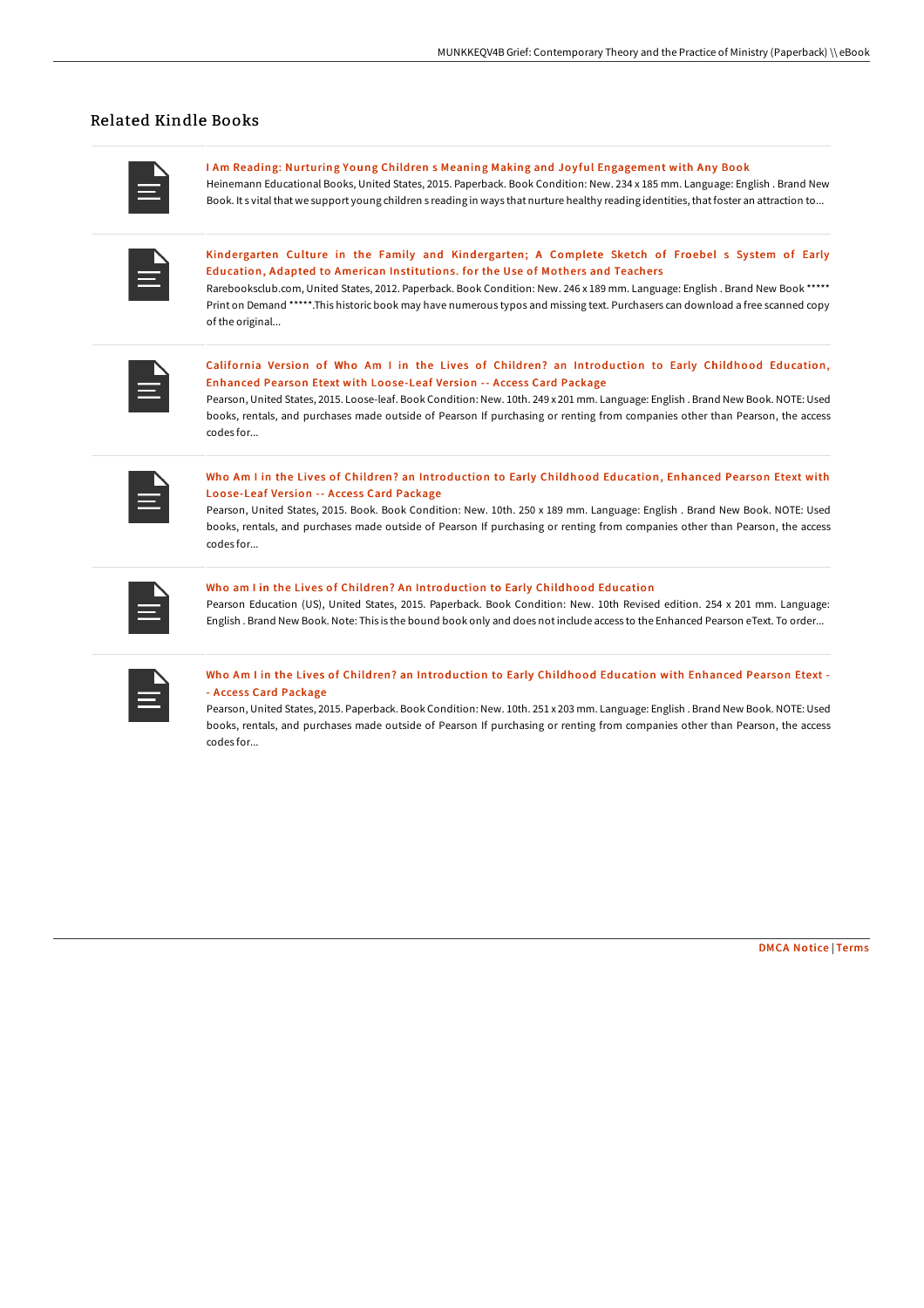## Related Kindle Books

**I Am Reading: Nurturing Young Children s Meaning Making and Joyful Engagement with Any Book**

Heinemann Educational Books, United States, 2015. Paperback. Book Condition: New. 234 x 185 mm. Language: English . Brand New Book. It s vital that we support young children s reading in ways that nurture healthy reading identities, that foster an attraction to...

**Kindergarten Culture in the Family and Kindergarten; A Complete Sketch of Froebel s System of Early Education, Adapted to American Institutions. for the Use of Mothers and Teachers**

Rarebooksclub.com, United States, 2012. Paperback. Book Condition: New. 246 x 189 mm. Language: English . Brand New Book ***** Print on Demand *****.This historic book may have numerous typos and missing text. Purchasers can download a free scanned copy of the original...

**California Version of Who Am I in the Lives of Children? an Introduction to Early Childhood Education, Enhanced Pearson Etext with Loose-Leaf Version -- Access Card Package**

Pearson, United States, 2015. Loose-leaf. Book Condition: New. 10th. 249 x 201 mm. Language: English . Brand New Book. NOTE: Used books, rentals, and purchases made outside of Pearson If purchasing or renting from companies other than Pearson, the access codes for...

**Who Am I in the Lives of Children? an Introduction to Early Childhood Education, Enhanced Pearson Etext with Loose-Leaf Version -- Access Card Package**

Pearson, United States, 2015. Book. Book Condition: New. 10th. 250 x 189 mm. Language: English . Brand New Book. NOTE: Used books, rentals, and purchases made outside of Pearson If purchasing or renting from companies other than Pearson, the access codes for...

**Who am I in the Lives of Children? An Introduction to Early Childhood Education**

Pearson Education (US), United States, 2015. Paperback. Book Condition: New. 10th Revised edition. 254 x 201 mm. Language: English . Brand New Book. Note: This is the bound book only and does not include access to the Enhanced Pearson eText. To order...

**Who Am I in the Lives of Children? an Introduction to Early Childhood Education with Enhanced Pearson Etext -- Access Card Package**

Pearson, United States, 2015. Paperback. Book Condition: New. 10th. 251 x 203 mm. Language: English . Brand New Book. NOTE: Used books, rentals, and purchases made outside of Pearson If purchasing or renting from companies other than Pearson, the access codes for...

DMCA Notice | Terms